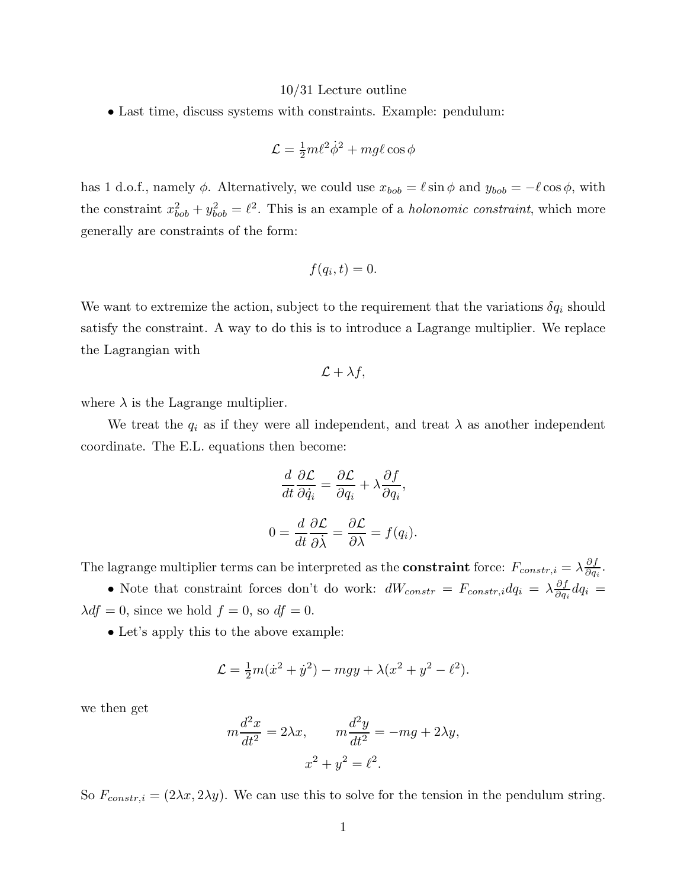10/31 Lecture outline

• Last time, discuss systems with constraints. Example: pendulum:

$$\mathcal{L} = \tfrac{1}{2}m\ell^2\dot{\phi}^2 + mg\ell\cos\phi$$

has 1 d.o.f., namely $\phi$. Alternatively, we could use $x_{bob} = \ell\sin\phi$ and $y_{bob} = -\ell\cos\phi$, with the constraint $x_{bob}^2 + y_{bob}^2 = \ell^2$. This is an example of a *holonomic constraint*, which more generally are constraints of the form:

$$f(q_i, t) = 0.$$

We want to extremize the action, subject to the requirement that the variations $\delta q_i$ should satisfy the constraint. A way to do this is to introduce a Lagrange multiplier. We replace the Lagrangian with

$$\mathcal{L} + \lambda f,$$

where $\lambda$ is the Lagrange multiplier.

We treat the $q_i$ as if they were all independent, and treat $\lambda$ as another independent coordinate. The E.L. equations then become:

$$\frac{d}{dt}\frac{\partial \mathcal{L}}{\partial \dot{q}_i} = \frac{\partial \mathcal{L}}{\partial q_i} + \lambda\frac{\partial f}{\partial q_i},$$

$$0 = \frac{d}{dt}\frac{\partial \mathcal{L}}{\partial \dot{\lambda}} = \frac{\partial \mathcal{L}}{\partial \lambda} = f(q_i).$$

The lagrange multiplier terms can be interpreted as the **constraint** force: $F_{constr,i} = \lambda\frac{\partial f}{\partial q_i}$.

• Note that constraint forces don't do work: $dW_{constr} = F_{constr,i}dq_i = \lambda\frac{\partial f}{\partial q_i}dq_i = \lambda df = 0$, since we hold $f = 0$, so $df = 0$.

• Let's apply this to the above example:

$$\mathcal{L} = \tfrac{1}{2}m(\dot{x}^2 + \dot{y}^2) - mgy + \lambda(x^2 + y^2 - \ell^2).$$

we then get

$$m\frac{d^2x}{dt^2} = 2\lambda x, \qquad m\frac{d^2y}{dt^2} = -mg + 2\lambda y,$$

$$x^2 + y^2 = \ell^2.$$

So $F_{constr,i} = (2\lambda x, 2\lambda y)$. We can use this to solve for the tension in the pendulum string.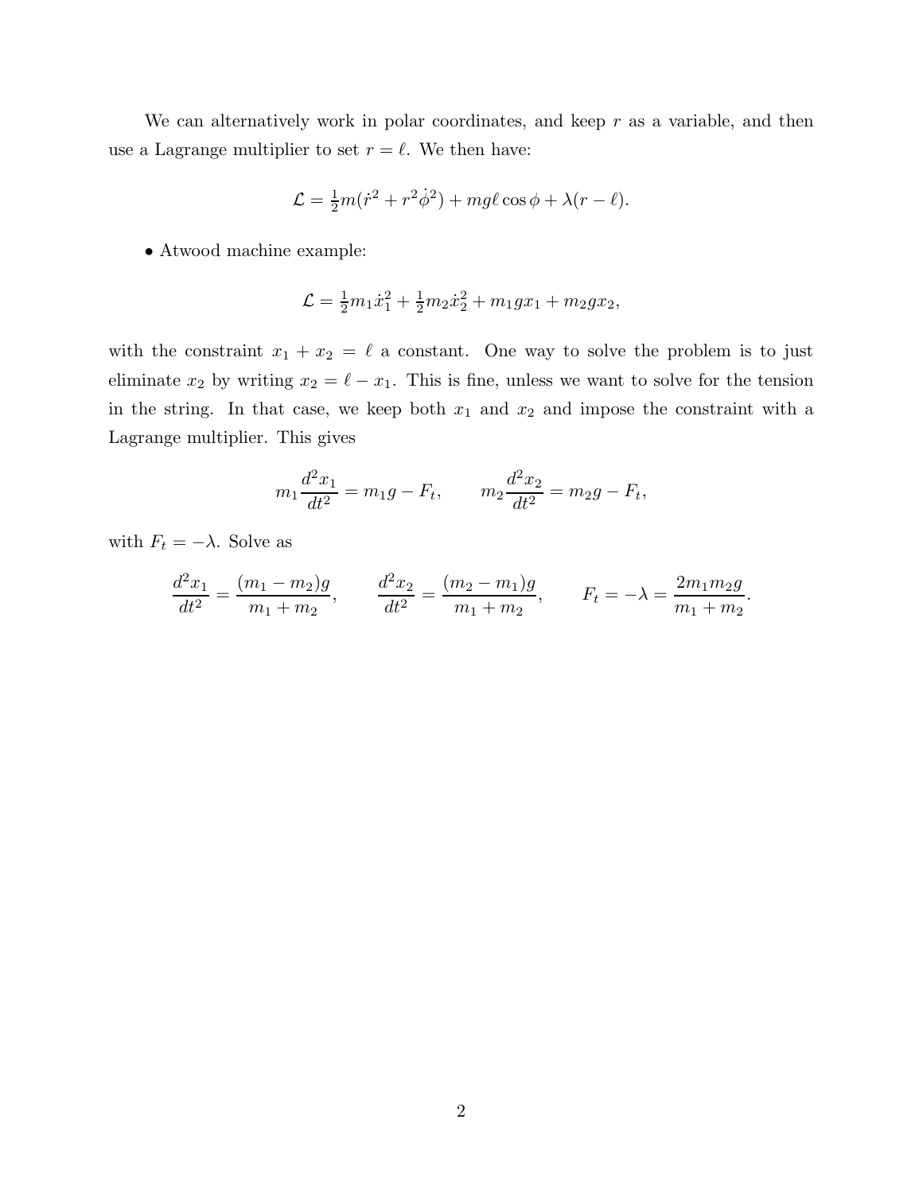We can alternatively work in polar coordinates, and keep $r$ as a variable, and then use a Lagrange multiplier to set $r = \ell$. We then have:

$$\mathcal{L} = \tfrac{1}{2}m(\dot{r}^2 + r^2\dot{\phi}^2) + mg\ell\cos\phi + \lambda(r - \ell).$$

- Atwood machine example:

$$\mathcal{L} = \tfrac{1}{2}m_1\dot{x}_1^2 + \tfrac{1}{2}m_2\dot{x}_2^2 + m_1 g x_1 + m_2 g x_2,$$

with the constraint $x_1 + x_2 = \ell$ a constant. One way to solve the problem is to just eliminate $x_2$ by writing $x_2 = \ell - x_1$. This is fine, unless we want to solve for the tension in the string. In that case, we keep both $x_1$ and $x_2$ and impose the constraint with a Lagrange multiplier. This gives

$$m_1\frac{d^2x_1}{dt^2} = m_1 g - F_t, \qquad m_2\frac{d^2x_2}{dt^2} = m_2 g - F_t,$$

with $F_t = -\lambda$. Solve as

$$\frac{d^2x_1}{dt^2} = \frac{(m_1 - m_2)g}{m_1 + m_2}, \qquad \frac{d^2x_2}{dt^2} = \frac{(m_2 - m_1)g}{m_1 + m_2}, \qquad F_t = -\lambda = \frac{2m_1 m_2 g}{m_1 + m_2}.$$